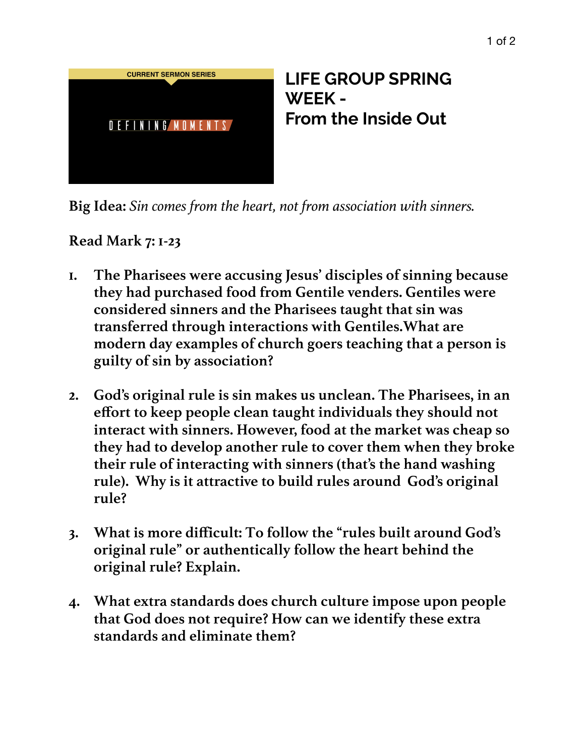CURRENT SERMON SERIES

DEFINING MOMENTS

# LIFE GROUP SPRING WEEK - From the Inside Out

**Big Idea:** *Sin comes from the heart, not from association with sinners.*

**Read Mark 7: 1-23**

1. **The Pharisees were accusing Jesus' disciples of sinning because they had purchased food from Gentile venders. Gentiles were considered sinners and the Pharisees taught that sin was transferred through interactions with Gentiles.What are modern day examples of church goers teaching that a person is guilty of sin by association?**

2. **God's original rule is sin makes us unclean. The Pharisees, in an effort to keep people clean taught individuals they should not interact with sinners. However, food at the market was cheap so they had to develop another rule to cover them when they broke their rule of interacting with sinners (that's the hand washing rule). Why is it attractive to build rules around God's original rule?**

3. **What is more difficult: To follow the "rules built around God's original rule" or authentically follow the heart behind the original rule? Explain.**

4. **What extra standards does church culture impose upon people that God does not require? How can we identify these extra standards and eliminate them?**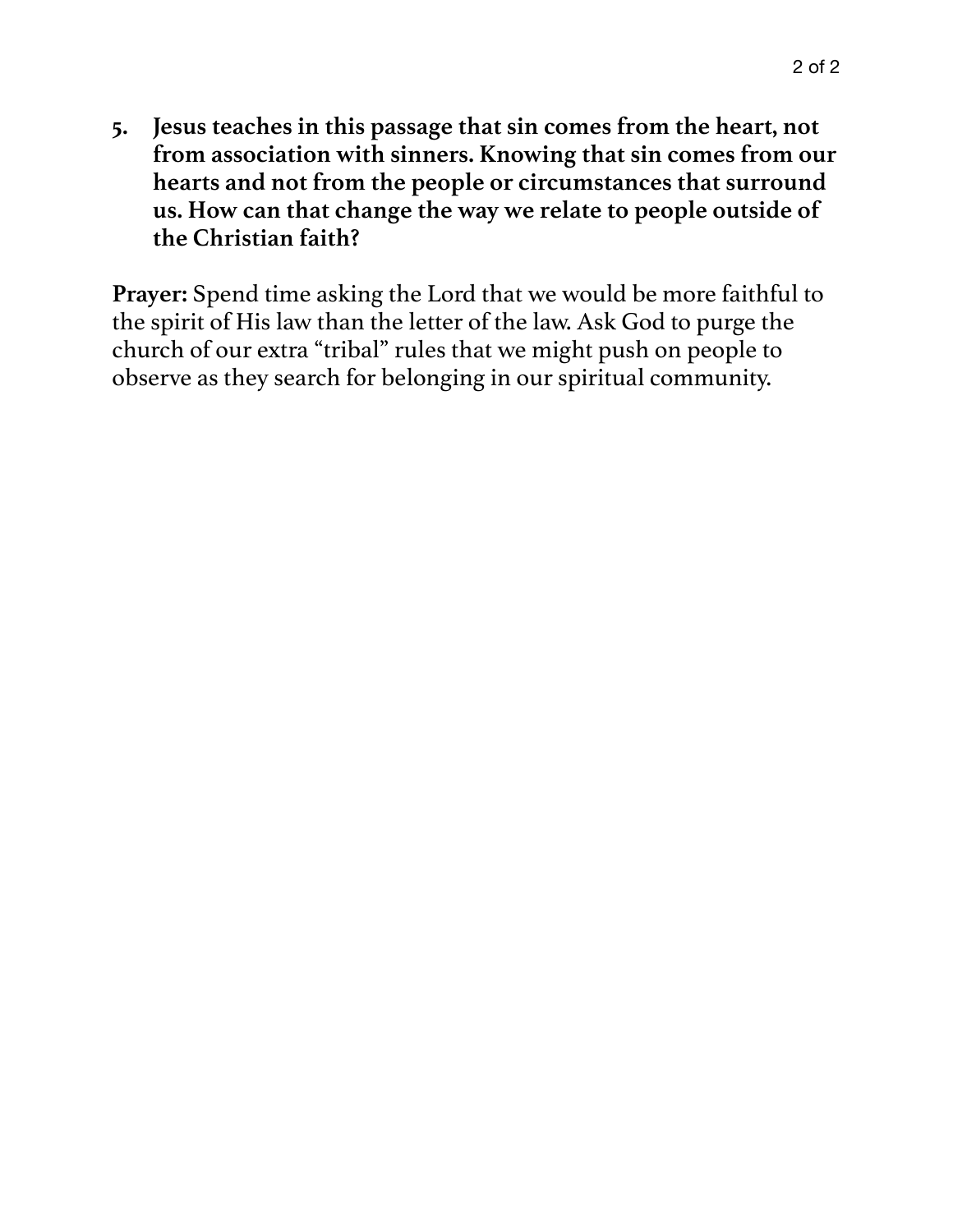5. **Jesus teaches in this passage that sin comes from the heart, not from association with sinners. Knowing that sin comes from our hearts and not from the people or circumstances that surround us. How can that change the way we relate to people outside of the Christian faith?**

**Prayer:** Spend time asking the Lord that we would be more faithful to the spirit of His law than the letter of the law. Ask God to purge the church of our extra "tribal" rules that we might push on people to observe as they search for belonging in our spiritual community.